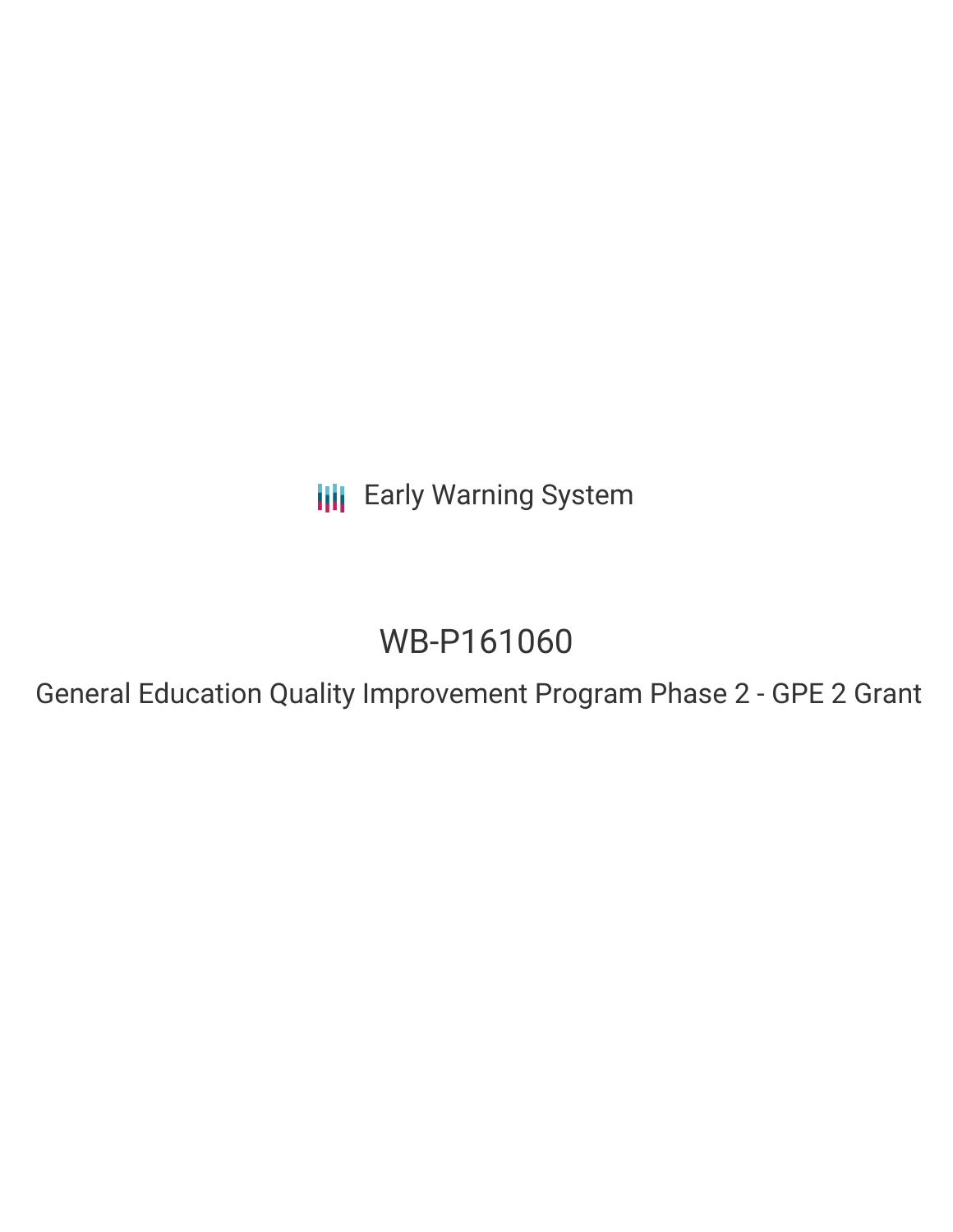Early Warning System

# WB-P161060

General Education Quality Improvement Program Phase 2 - GPE 2 Grant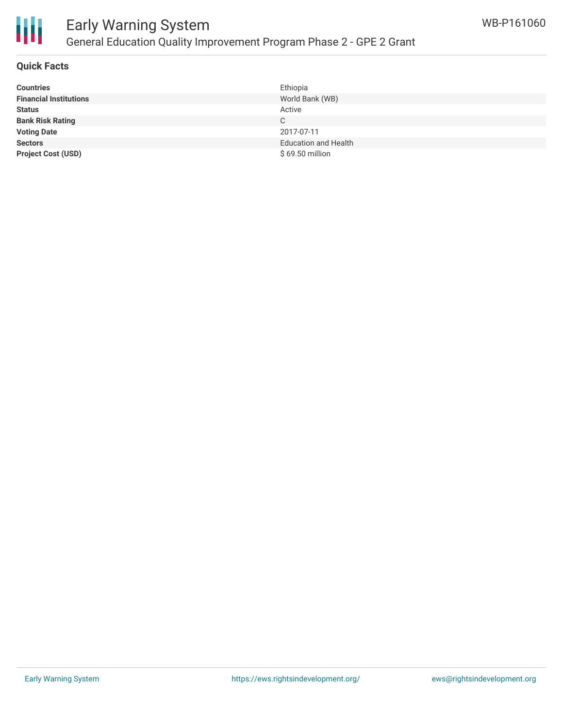# Early Warning System

## General Education Quality Improvement Program Phase 2 - GPE 2 Grant

WB-P161060

### Quick Facts

| | |
|---|---|
| **Countries** | Ethiopia |
| **Financial Institutions** | World Bank (WB) |
| **Status** | Active |
| **Bank Risk Rating** | C |
| **Voting Date** | 2017-07-11 |
| **Sectors** | Education and Health |
| **Project Cost (USD)** | $ 69.50 million |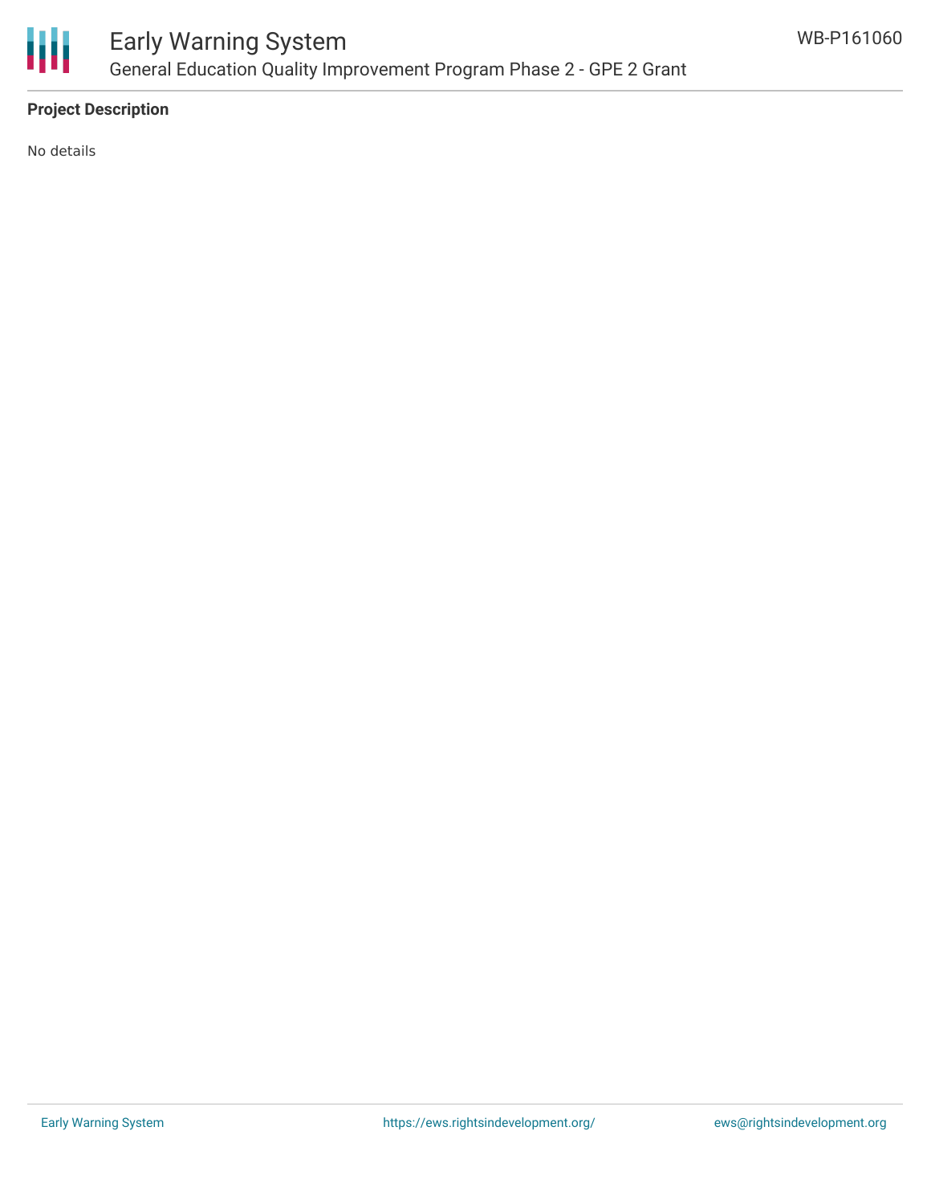**Project Description**

No details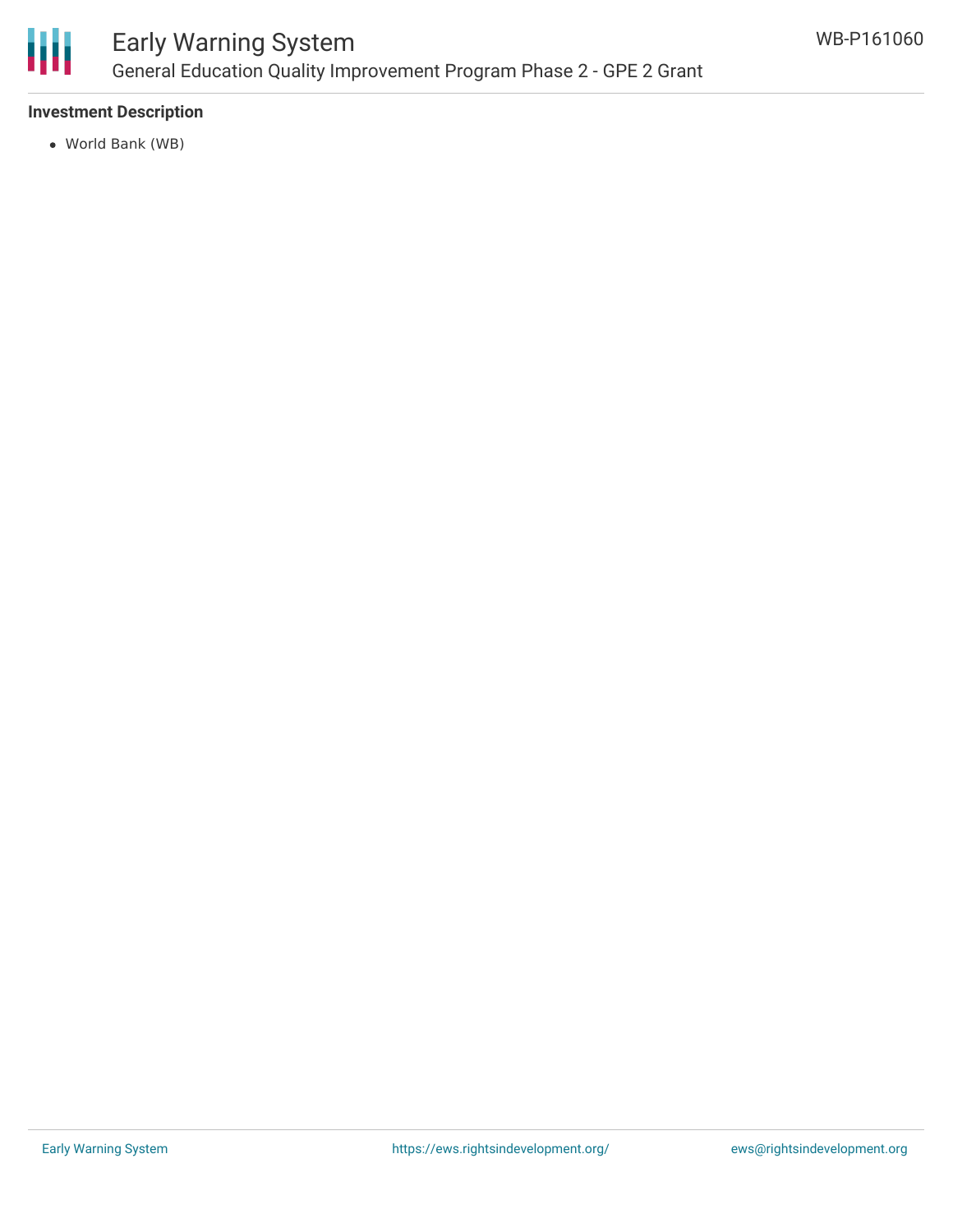### Investment Description

- World Bank (WB)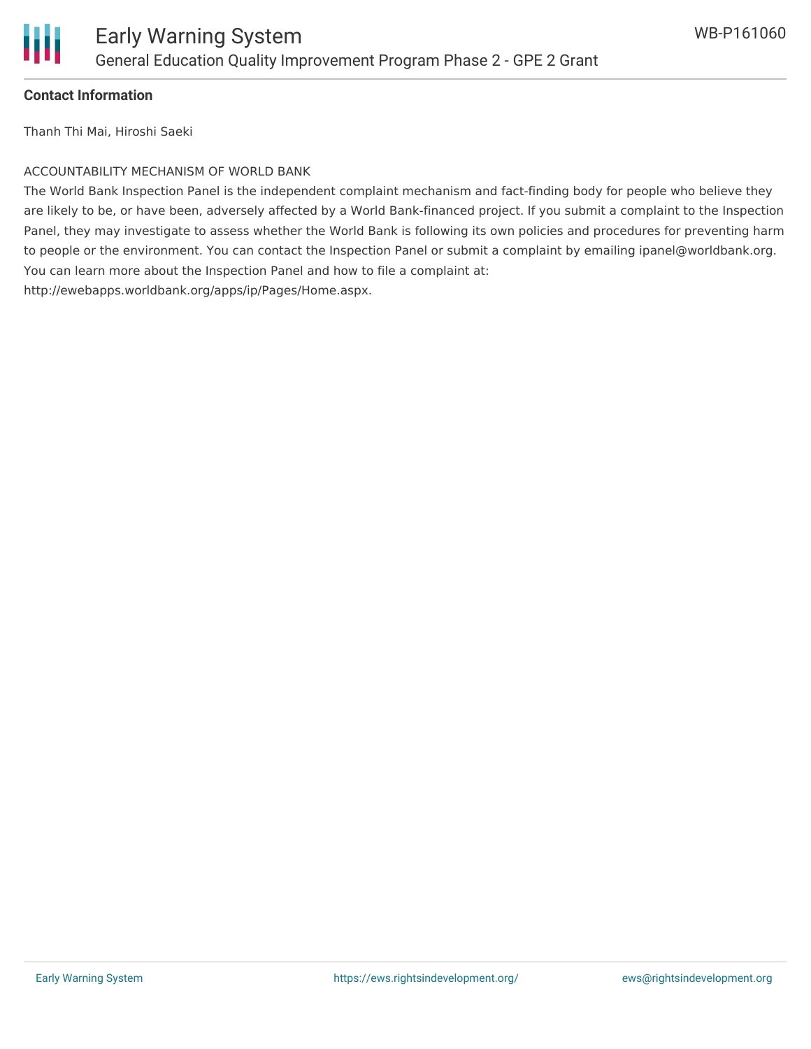**Contact Information**

Thanh Thi Mai, Hiroshi Saeki

ACCOUNTABILITY MECHANISM OF WORLD BANK

The World Bank Inspection Panel is the independent complaint mechanism and fact-finding body for people who believe they are likely to be, or have been, adversely affected by a World Bank-financed project. If you submit a complaint to the Inspection Panel, they may investigate to assess whether the World Bank is following its own policies and procedures for preventing harm to people or the environment. You can contact the Inspection Panel or submit a complaint by emailing ipanel@worldbank.org. You can learn more about the Inspection Panel and how to file a complaint at: http://ewebapps.worldbank.org/apps/ip/Pages/Home.aspx.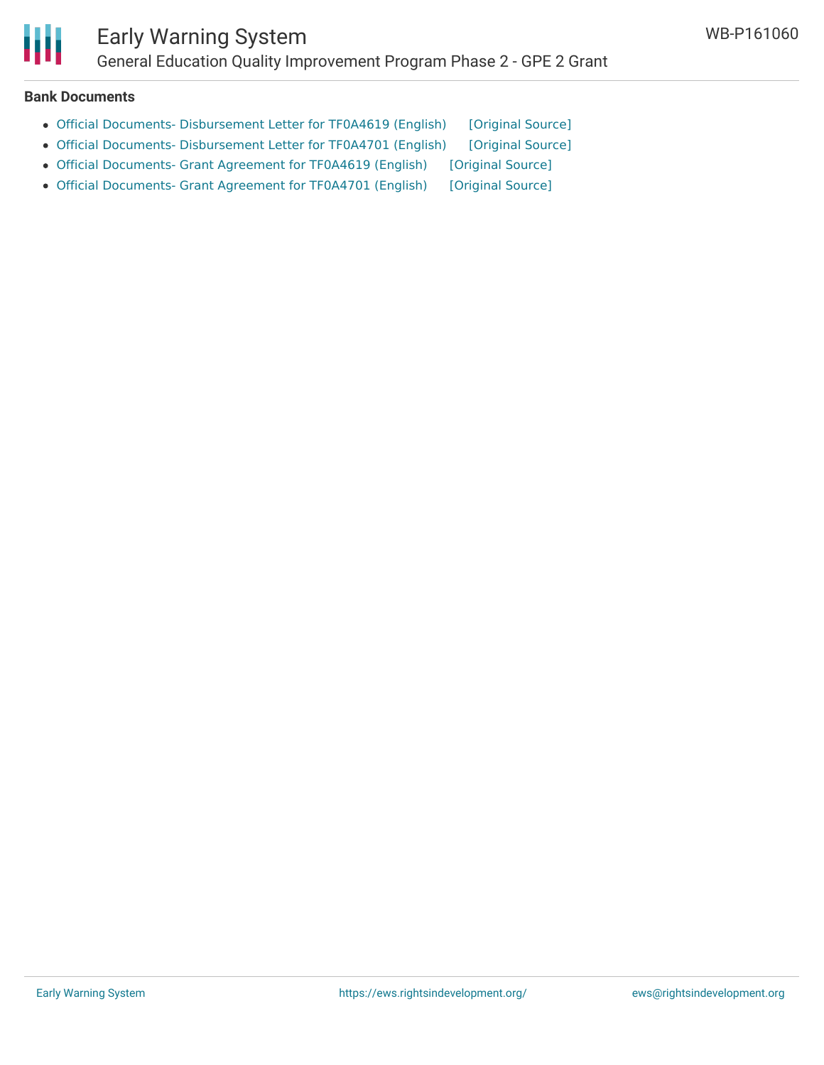**Bank Documents**

- Official Documents- Disbursement Letter for TF0A4619 (English) [Original Source]
- Official Documents- Disbursement Letter for TF0A4701 (English) [Original Source]
- Official Documents- Grant Agreement for TF0A4619 (English) [Original Source]
- Official Documents- Grant Agreement for TF0A4701 (English) [Original Source]